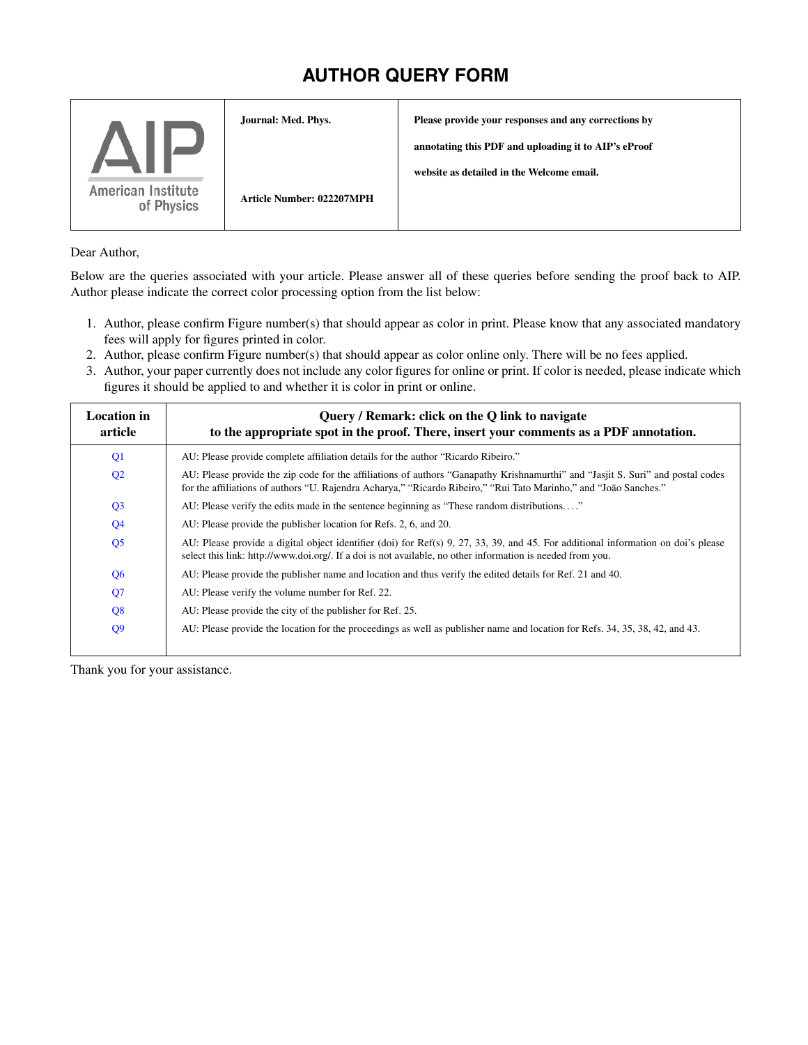# AUTHOR QUERY FORM

| AIP American Institute of Physics | Journal: Med. Phys. Article Number: 022207MPH | Please provide your responses and any corrections by annotating this PDF and uploading it to AIP's eProof website as detailed in the Welcome email. |
|---|---|---|

Dear Author,

Below are the queries associated with your article. Please answer all of these queries before sending the proof back to AIP. Author please indicate the correct color processing option from the list below:

1. Author, please confirm Figure number(s) that should appear as color in print. Please know that any associated mandatory fees will apply for figures printed in color.
2. Author, please confirm Figure number(s) that should appear as color online only. There will be no fees applied.
3. Author, your paper currently does not include any color figures for online or print. If color is needed, please indicate which figures it should be applied to and whether it is color in print or online.

| Location in article | Query / Remark: click on the Q link to navigate to the appropriate spot in the proof. There, insert your comments as a PDF annotation. |
|---|---|
| Q1 | AU: Please provide complete affiliation details for the author "Ricardo Ribeiro." |
| Q2 | AU: Please provide the zip code for the affiliations of authors "Ganapathy Krishnamurthi" and "Jasjit S. Suri" and postal codes for the affiliations of authors "U. Rajendra Acharya," "Ricardo Ribeiro," "Rui Tato Marinho," and "João Sanches." |
| Q3 | AU: Please verify the edits made in the sentence beginning as "These random distributions. . . ." |
| Q4 | AU: Please provide the publisher location for Refs. 2, 6, and 20. |
| Q5 | AU: Please provide a digital object identifier (doi) for Ref(s) 9, 27, 33, 39, and 45. For additional information on doi's please select this link: http://www.doi.org/. If a doi is not available, no other information is needed from you. |
| Q6 | AU: Please provide the publisher name and location and thus verify the edited details for Ref. 21 and 40. |
| Q7 | AU: Please verify the volume number for Ref. 22. |
| Q8 | AU: Please provide the city of the publisher for Ref. 25. |
| Q9 | AU: Please provide the location for the proceedings as well as publisher name and location for Refs. 34, 35, 38, 42, and 43. |

Thank you for your assistance.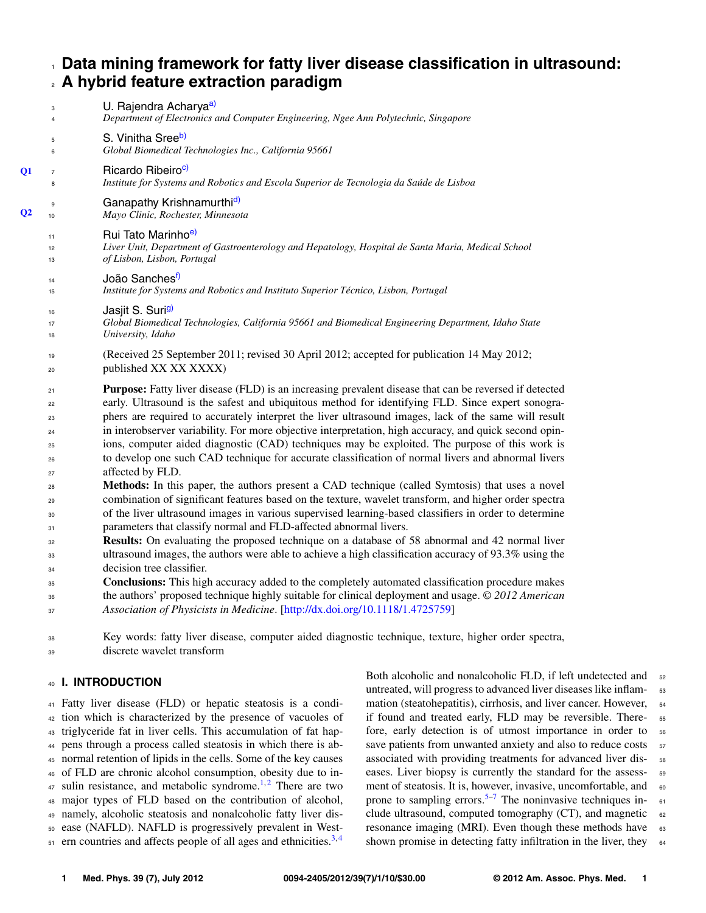# Data mining framework for fatty liver disease classification in ultrasound: A hybrid feature extraction paradigm

U. Rajendra Acharya[a)]
*Department of Electronics and Computer Engineering, Ngee Ann Polytechnic, Singapore*

S. Vinitha Sree[b)]
*Global Biomedical Technologies Inc., California 95661*

Ricardo Ribeiro[c)]
*Institute for Systems and Robotics and Escola Superior de Tecnologia da Saúde de Lisboa*

Ganapathy Krishnamurthi[d)]
*Mayo Clinic, Rochester, Minnesota*

Rui Tato Marinho[e)]
*Liver Unit, Department of Gastroenterology and Hepatology, Hospital de Santa Maria, Medical School of Lisbon, Lisbon, Portugal*

João Sanches[f)]
*Institute for Systems and Robotics and Instituto Superior Técnico, Lisbon, Portugal*

Jasjit S. Suri[g)]
*Global Biomedical Technologies, California 95661 and Biomedical Engineering Department, Idaho State University, Idaho*

(Received 25 September 2011; revised 30 April 2012; accepted for publication 14 May 2012; published XX XX XXXX)

**Purpose:** Fatty liver disease (FLD) is an increasing prevalent disease that can be reversed if detected early. Ultrasound is the safest and ubiquitous method for identifying FLD. Since expert sonographers are required to accurately interpret the liver ultrasound images, lack of the same will result in interobserver variability. For more objective interpretation, high accuracy, and quick second opinions, computer aided diagnostic (CAD) techniques may be exploited. The purpose of this work is to develop one such CAD technique for accurate classification of normal livers and abnormal livers affected by FLD.
**Methods:** In this paper, the authors present a CAD technique (called Symtosis) that uses a novel combination of significant features based on the texture, wavelet transform, and higher order spectra of the liver ultrasound images in various supervised learning-based classifiers in order to determine parameters that classify normal and FLD-affected abnormal livers.
**Results:** On evaluating the proposed technique on a database of 58 abnormal and 42 normal liver ultrasound images, the authors were able to achieve a high classification accuracy of 93.3% using the decision tree classifier.
**Conclusions:** This high accuracy added to the completely automated classification procedure makes the authors' proposed technique highly suitable for clinical deployment and usage. *© 2012 American Association of Physicists in Medicine*. [http://dx.doi.org/10.1118/1.4725759]

Key words: fatty liver disease, computer aided diagnostic technique, texture, higher order spectra, discrete wavelet transform

## I. INTRODUCTION

Fatty liver disease (FLD) or hepatic steatosis is a condition which is characterized by the presence of vacuoles of triglyceride fat in liver cells. This accumulation of fat happens through a process called steatosis in which there is abnormal retention of lipids in the cells. Some of the key causes of FLD are chronic alcohol consumption, obesity due to insulin resistance, and metabolic syndrome.[1,2] There are two major types of FLD based on the contribution of alcohol, namely, alcoholic steatosis and nonalcoholic fatty liver disease (NAFLD). NAFLD is progressively prevalent in Western countries and affects people of all ages and ethnicities.[3,4] Both alcoholic and nonalcoholic FLD, if left undetected and untreated, will progress to advanced liver diseases like inflammation (steatohepatitis), cirrhosis, and liver cancer. However, if found and treated early, FLD may be reversible. Therefore, early detection is of utmost importance in order to save patients from unwanted anxiety and also to reduce costs associated with providing treatments for advanced liver diseases. Liver biopsy is currently the standard for the assessment of steatosis. It is, however, invasive, uncomfortable, and prone to sampling errors.[5–7] The noninvasive techniques include ultrasound, computed tomography (CT), and magnetic resonance imaging (MRI). Even though these methods have shown promise in detecting fatty infiltration in the liver, they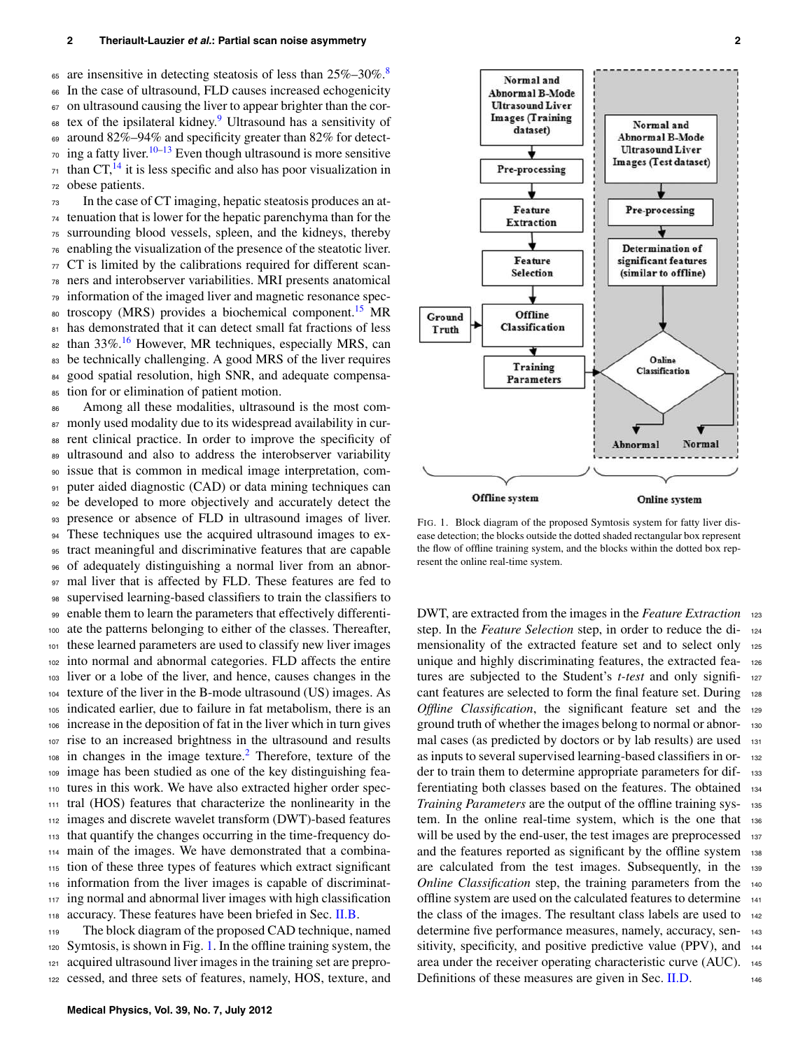are insensitive in detecting steatosis of less than 25%–30%.[8] In the case of ultrasound, FLD causes increased echogenicity on ultrasound causing the liver to appear brighter than the cortex of the ipsilateral kidney.[9] Ultrasound has a sensitivity of around 82%–94% and specificity greater than 82% for detecting a fatty liver.[10–13] Even though ultrasound is more sensitive than CT,[14] it is less specific and also has poor visualization in obese patients.

In the case of CT imaging, hepatic steatosis produces an attenuation that is lower for the hepatic parenchyma than for the surrounding blood vessels, spleen, and the kidneys, thereby enabling the visualization of the presence of the steatotic liver. CT is limited by the calibrations required for different scanners and interobserver variabilities. MRI presents anatomical information of the imaged liver and magnetic resonance spectroscopy (MRS) provides a biochemical component.[15] MR has demonstrated that it can detect small fat fractions of less than 33%.[16] However, MR techniques, especially MRS, can be technically challenging. A good MRS of the liver requires good spatial resolution, high SNR, and adequate compensation for or elimination of patient motion.

Among all these modalities, ultrasound is the most commonly used modality due to its widespread availability in current clinical practice. In order to improve the specificity of ultrasound and also to address the interobserver variability issue that is common in medical image interpretation, computer aided diagnostic (CAD) or data mining techniques can be developed to more objectively and accurately detect the presence or absence of FLD in ultrasound images of liver. These techniques use the acquired ultrasound images to extract meaningful and discriminative features that are capable of adequately distinguishing a normal liver from an abnormal liver that is affected by FLD. These features are fed to supervised learning-based classifiers to train the classifiers to enable them to learn the parameters that effectively differentiate the patterns belonging to either of the classes. Thereafter, these learned parameters are used to classify new liver images into normal and abnormal categories. FLD affects the entire liver or a lobe of the liver, and hence, causes changes in the texture of the liver in the B-mode ultrasound (US) images. As indicated earlier, due to failure in fat metabolism, there is an increase in the deposition of fat in the liver which in turn gives rise to an increased brightness in the ultrasound and results in changes in the image texture.[2] Therefore, texture of the image has been studied as one of the key distinguishing features in this work. We have also extracted higher order spectral (HOS) features that characterize the nonlinearity in the images and discrete wavelet transform (DWT)-based features that quantify the changes occurring in the time-frequency domain of the images. We have demonstrated that a combination of these three types of features which extract significant information from the liver images is capable of discriminating normal and abnormal liver images with high classification accuracy. These features have been briefed in Sec. II.B.

The block diagram of the proposed CAD technique, named Symtosis, is shown in Fig. 1. In the offline training system, the acquired ultrasound liver images in the training set are preprocessed, and three sets of features, namely, HOS, texture, and DWT, are extracted from the images in the *Feature Extraction* step. In the *Feature Selection* step, in order to reduce the dimensionality of the extracted feature set and to select only unique and highly discriminating features, the extracted features are subjected to the Student's *t-test* and only significant features are selected to form the final feature set. During *Offline Classification*, the significant feature set and the ground truth of whether the images belong to normal or abnormal cases (as predicted by doctors or by lab results) are used as inputs to several supervised learning-based classifiers in order to train them to determine appropriate parameters for differentiating both classes based on the features. The obtained *Training Parameters* are the output of the offline training system. In the online real-time system, which is the one that will be used by the end-user, the test images are preprocessed and the features reported as significant by the offline system are calculated from the test images. Subsequently, in the *Online Classification* step, the training parameters from the offline system are used on the calculated features to determine the class of the images. The resultant class labels are used to determine five performance measures, namely, accuracy, sensitivity, specificity, positive predictive value (PPV), and area under the receiver operating characteristic curve (AUC). Definitions of these measures are given in Sec. II.D.

FIG. 1. Block diagram of the proposed Symtosis system for fatty liver disease detection; the blocks outside the dotted shaded rectangular box represent the flow of offline training system, and the blocks within the dotted box represent the online real-time system.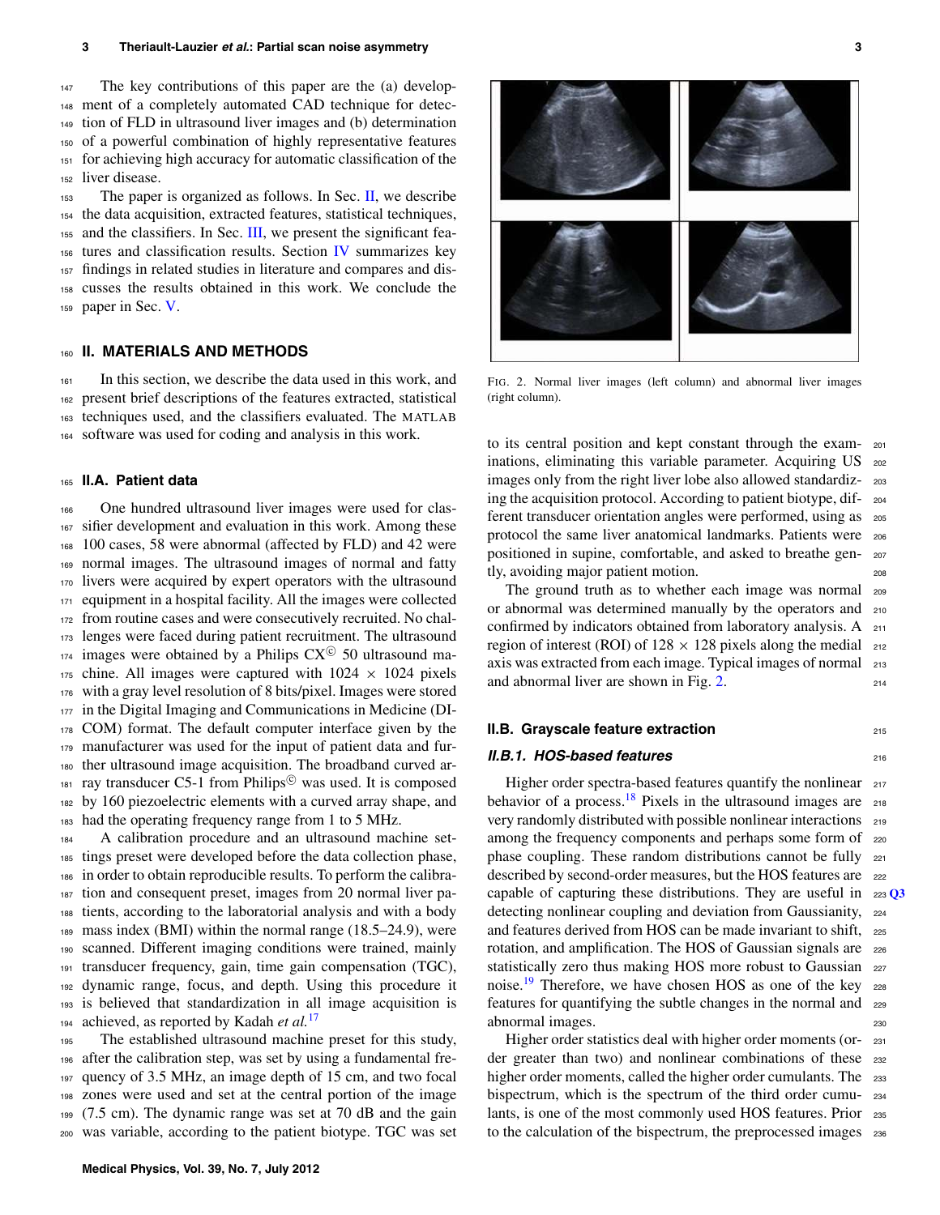The key contributions of this paper are the (a) development of a completely automated CAD technique for detection of FLD in ultrasound liver images and (b) determination of a powerful combination of highly representative features for achieving high accuracy for automatic classification of the liver disease.

The paper is organized as follows. In Sec. II, we describe the data acquisition, extracted features, statistical techniques, and the classifiers. In Sec. III, we present the significant features and classification results. Section IV summarizes key findings in related studies in literature and compares and discusses the results obtained in this work. We conclude the paper in Sec. V.

## II. MATERIALS AND METHODS

In this section, we describe the data used in this work, and present brief descriptions of the features extracted, statistical techniques used, and the classifiers evaluated. The MATLAB software was used for coding and analysis in this work.

### II.A. Patient data

One hundred ultrasound liver images were used for classifier development and evaluation in this work. Among these 100 cases, 58 were abnormal (affected by FLD) and 42 were normal images. The ultrasound images of normal and fatty livers were acquired by expert operators with the ultrasound equipment in a hospital facility. All the images were collected from routine cases and were consecutively recruited. No challenges were faced during patient recruitment. The ultrasound images were obtained by a Philips CX© 50 ultrasound machine. All images were captured with 1024 × 1024 pixels with a gray level resolution of 8 bits/pixel. Images were stored in the Digital Imaging and Communications in Medicine (DICOM) format. The default computer interface given by the manufacturer was used for the input of patient data and further ultrasound image acquisition. The broadband curved array transducer C5-1 from Philips© was used. It is composed by 160 piezoelectric elements with a curved array shape, and had the operating frequency range from 1 to 5 MHz.

A calibration procedure and an ultrasound machine settings preset were developed before the data collection phase, in order to obtain reproducible results. To perform the calibration and consequent preset, images from 20 normal liver patients, according to the laboratorial analysis and with a body mass index (BMI) within the normal range (18.5–24.9), were scanned. Different imaging conditions were trained, mainly transducer frequency, gain, time gain compensation (TGC), dynamic range, focus, and depth. Using this procedure it is believed that standardization in all image acquisition is achieved, as reported by Kadah *et al.*[17]

The established ultrasound machine preset for this study, after the calibration step, was set by using a fundamental frequency of 3.5 MHz, an image depth of 15 cm, and two focal zones were used and set at the central portion of the image (7.5 cm). The dynamic range was set at 70 dB and the gain was variable, according to the patient biotype. TGC was set to its central position and kept constant through the examinations, eliminating this variable parameter. Acquiring US images only from the right liver lobe also allowed standardizing the acquisition protocol. According to patient biotype, different transducer orientation angles were performed, using as protocol the same liver anatomical landmarks. Patients were positioned in supine, comfortable, and asked to breathe gently, avoiding major patient motion.

The ground truth as to whether each image was normal or abnormal was determined manually by the operators and confirmed by indicators obtained from laboratory analysis. A region of interest (ROI) of 128 × 128 pixels along the medial axis was extracted from each image. Typical images of normal and abnormal liver are shown in Fig. 2.

FIG. 2. Normal liver images (left column) and abnormal liver images (right column).

### II.B. Grayscale feature extraction

#### II.B.1. HOS-based features

Higher order spectra-based features quantify the nonlinear behavior of a process.[18] Pixels in the ultrasound images are very randomly distributed with possible nonlinear interactions among the frequency components and perhaps some form of phase coupling. These random distributions cannot be fully described by second-order measures, but the HOS features are capable of capturing these distributions. They are useful in detecting nonlinear coupling and deviation from Gaussianity, and features derived from HOS can be made invariant to shift, rotation, and amplification. The HOS of Gaussian signals are statistically zero thus making HOS more robust to Gaussian noise.[19] Therefore, we have chosen HOS as one of the key features for quantifying the subtle changes in the normal and abnormal images.

Higher order statistics deal with higher order moments (order greater than two) and nonlinear combinations of these higher order moments, called the higher order cumulants. The bispectrum, which is the spectrum of the third order cumulants, is one of the most commonly used HOS features. Prior to the calculation of the bispectrum, the preprocessed images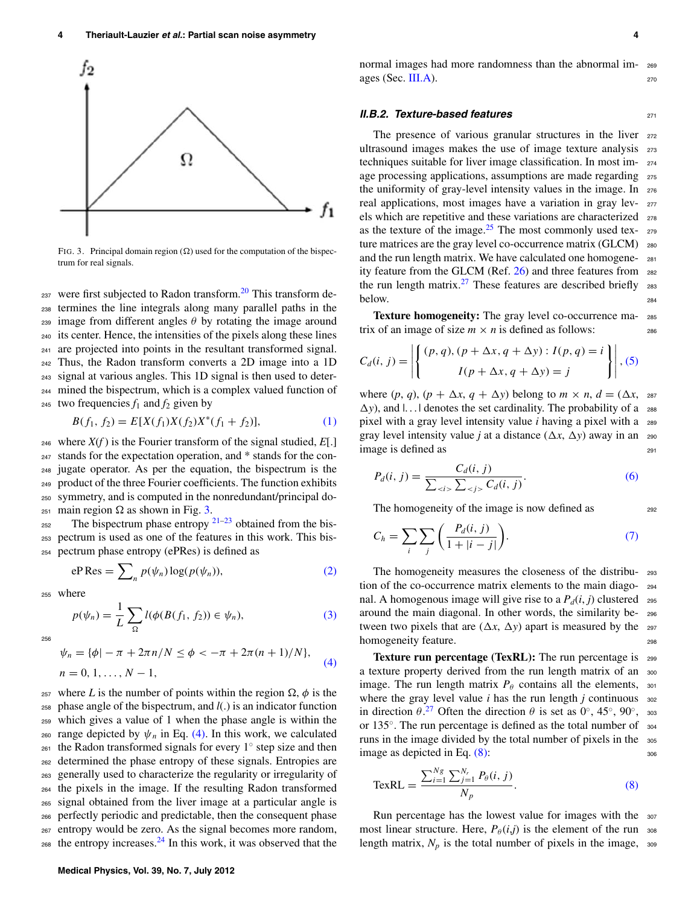FIG. 3. Principal domain region (Ω) used for the computation of the bispectrum for real signals.

were first subjected to Radon transform.[20] This transform determines the line integrals along many parallel paths in the image from different angles $\theta$ by rotating the image around its center. Hence, the intensities of the pixels along these lines are projected into points in the resultant transformed signal. Thus, the Radon transform converts a 2D image into a 1D signal at various angles. This 1D signal is then used to determined the bispectrum, which is a complex valued function of two frequencies $f_1$ and $f_2$ given by

$$B(f_1, f_2) = E[X(f_1)X(f_2)X^*(f_1 + f_2)], \quad (1)$$

where $X(f)$ is the Fourier transform of the signal studied, $E[.]$ stands for the expectation operation, and * stands for the conjugate operator. As per the equation, the bispectrum is the product of the three Fourier coefficients. The function exhibits symmetry, and is computed in the nonredundant/principal domain region Ω as shown in Fig. 3.

The bispectrum phase entropy [21–23] obtained from the bispectrum is used as one of the features in this work. This bispectrum phase entropy (ePRes) is defined as

$$\text{eP Res} = \sum_n p(\psi_n)\log(p(\psi_n)), \quad (2)$$

where

$$p(\psi_n) = \frac{1}{L}\sum_{\Omega} l(\phi(B(f_1, f_2)) \in \psi_n), \quad (3)$$

$$\psi_n = \{\phi | -\pi + 2\pi n/N \le \phi < -\pi + 2\pi(n+1)/N\},$$
$$n = 0, 1, \ldots, N-1, \quad (4)$$

where $L$ is the number of points within the region Ω, $\phi$ is the phase angle of the bispectrum, and $l(.)$ is an indicator function which gives a value of 1 when the phase angle is within the range depicted by $\psi_n$ in Eq. (4). In this work, we calculated the Radon transformed signals for every 1° step size and then determined the phase entropy of these signals. Entropies are generally used to characterize the regularity or irregularity of the pixels in the image. If the resulting Radon transformed signal obtained from the liver image at a particular angle is perfectly periodic and predictable, then the consequent phase entropy would be zero. As the signal becomes more random, the entropy increases.[24] In this work, it was observed that the normal images had more randomness than the abnormal images (Sec. III.A).

#### II.B.2. Texture-based features

The presence of various granular structures in the liver ultrasound images makes the use of image texture analysis techniques suitable for liver image classification. In most image processing applications, assumptions are made regarding the uniformity of gray-level intensity values in the image. In real applications, most images have a variation in gray levels which are repetitive and these variations are characterized as the texture of the image.[25] The most commonly used texture matrices are the gray level co-occurrence matrix (GLCM) and the run length matrix. We have calculated one homogeneity feature from the GLCM (Ref. 26) and three features from the run length matrix.[27] These features are described briefly below.

**Texture homogeneity:** The gray level co-occurrence matrix of an image of size $m \times n$ is defined as follows:

$$C_d(i, j) = \left| \left\{ \begin{array}{c} (p, q), (p + \Delta x, q + \Delta y) : I(p, q) = i \\ I(p + \Delta x, q + \Delta y) = j \end{array} \right\} \right|, \quad (5)$$

where $(p, q)$, $(p + \Delta x, q + \Delta y)$ belong to $m \times n$, $d = (\Delta x, \Delta y)$, and $|\ldots|$ denotes the set cardinality. The probability of a pixel with a gray level intensity value $i$ having a pixel with a gray level intensity value $j$ at a distance $(\Delta x, \Delta y)$ away in an image is defined as

$$P_d(i, j) = \frac{C_d(i, j)}{\sum_{<i>}\sum_{<j>} C_d(i, j)}. \quad (6)$$

The homogeneity of the image is now defined as

$$C_h = \sum_i \sum_j \left( \frac{P_d(i, j)}{1 + |i - j|} \right). \quad (7)$$

The homogeneity measures the closeness of the distribution of the co-occurrence matrix elements to the main diagonal. A homogenous image will give rise to a $P_d(i, j)$ clustered around the main diagonal. In other words, the similarity between two pixels that are $(\Delta x, \Delta y)$ apart is measured by the homogeneity feature.

**Texture run percentage (TexRL):** The run percentage is a texture property derived from the run length matrix of an image. The run length matrix $P_\theta$ contains all the elements, where the gray level value $i$ has the run length $j$ continuous in direction $\theta$.[27] Often the direction $\theta$ is set as 0°, 45°, 90°, or 135°. The run percentage is defined as the total number of runs in the image divided by the total number of pixels in the image as depicted in Eq. (8):

$$\text{TexRL} = \frac{\sum_{i=1}^{N_g}\sum_{j=1}^{N_r} P_\theta(i, j)}{N_p}. \quad (8)$$

Run percentage has the lowest value for images with the most linear structure. Here, $P_\theta(i,j)$ is the element of the run length matrix, $N_p$ is the total number of pixels in the image,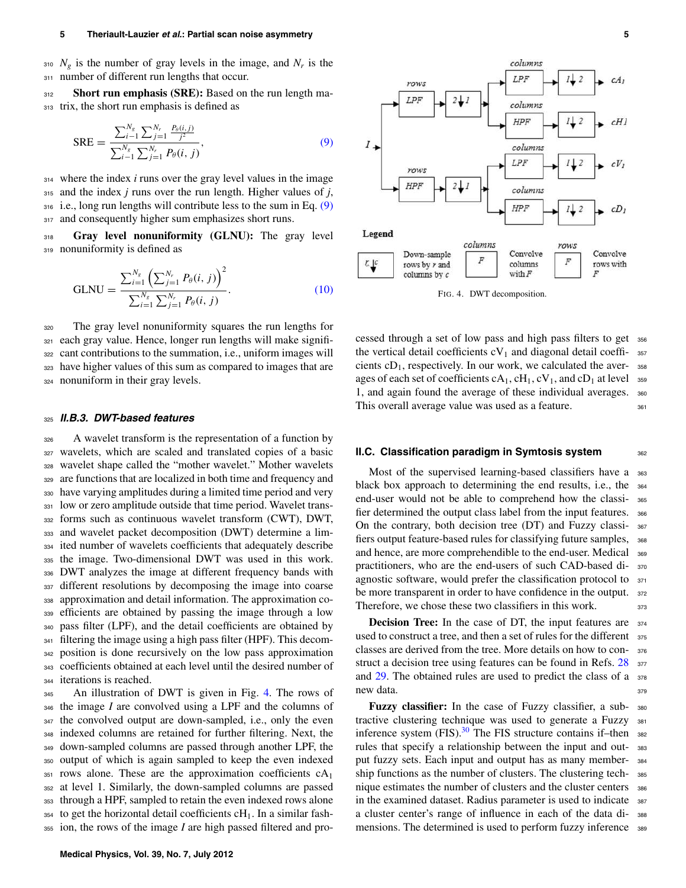$N_g$ is the number of gray levels in the image, and $N_r$ is the number of different run lengths that occur.

**Short run emphasis (SRE):** Based on the run length matrix, the short run emphasis is defined as

$$\text{SRE} = \frac{\sum_{i-1}^{N_g} \sum_{j=1}^{N_r} \frac{P_\theta(i,j)}{j^2}}{\sum_{i-1}^{N_g} \sum_{j=1}^{N_r} P_\theta(i,j)}, \tag{9}$$

where the index $i$ runs over the gray level values in the image and the index $j$ runs over the run length. Higher values of $j$, i.e., long run lengths will contribute less to the sum in Eq. (9) and consequently higher sum emphasizes short runs.

**Gray level nonuniformity (GLNU):** The gray level nonuniformity is defined as

$$\text{GLNU} = \frac{\sum_{i=1}^{N_g} \left(\sum_{j=1}^{N_r} P_\theta(i,j)\right)^2}{\sum_{i=1}^{N_g} \sum_{j=1}^{N_r} P_\theta(i,j)}. \tag{10}$$

The gray level nonuniformity squares the run lengths for each gray value. Hence, longer run lengths will make significant contributions to the summation, i.e., uniform images will have higher values of this sum as compared to images that are nonuniform in their gray levels.

### *II.B.3. DWT-based features*

A wavelet transform is the representation of a function by wavelets, which are scaled and translated copies of a basic wavelet shape called the "mother wavelet." Mother wavelets are functions that are localized in both time and frequency and have varying amplitudes during a limited time period and very low or zero amplitude outside that time period. Wavelet transforms such as continuous wavelet transform (CWT), DWT, and wavelet packet decomposition (DWT) determine a limited number of wavelets coefficients that adequately describe the image. Two-dimensional DWT was used in this work. DWT analyzes the image at different frequency bands with different resolutions by decomposing the image into coarse approximation and detail information. The approximation coefficients are obtained by passing the image through a low pass filter (LPF), and the detail coefficients are obtained by filtering the image using a high pass filter (HPF). This decomposition is done recursively on the low pass approximation coefficients obtained at each level until the desired number of iterations is reached.

An illustration of DWT is given in Fig. 4. The rows of the image $I$ are convolved using a LPF and the columns of the convolved output are down-sampled, i.e., only the even indexed columns are retained for further filtering. Next, the down-sampled columns are passed through another LPF, the output of which is again sampled to keep the even indexed rows alone. These are the approximation coefficients $cA_1$ at level 1. Similarly, the down-sampled columns are passed through a HPF, sampled to retain the even indexed rows alone to get the horizontal detail coefficients $cH_1$. In a similar fashion, the rows of the image $I$ are high passed filtered and processed through a set of low pass and high pass filters to get the vertical detail coefficients $cV_1$ and diagonal detail coefficients $cD_1$, respectively. In our work, we calculated the averages of each set of coefficients $cA_1$, $cH_1$, $cV_1$, and $cD_1$ at level 1, and again found the average of these individual averages. This overall average value was used as a feature.

FIG. 4. DWT decomposition.

## II.C. Classification paradigm in Symtosis system

Most of the supervised learning-based classifiers have a black box approach to determining the end results, i.e., the end-user would not be able to comprehend how the classifier determined the output class label from the input features. On the contrary, both decision tree (DT) and Fuzzy classifiers output feature-based rules for classifying future samples, and hence, are more comprehendible to the end-user. Medical practitioners, who are the end-users of such CAD-based diagnostic software, would prefer the classification protocol to be more transparent in order to have confidence in the output. Therefore, we chose these two classifiers in this work.

**Decision Tree:** In the case of DT, the input features are used to construct a tree, and then a set of rules for the different classes are derived from the tree. More details on how to construct a decision tree using features can be found in Refs. 28 and 29. The obtained rules are used to predict the class of a new data.

**Fuzzy classifier:** In the case of Fuzzy classifier, a subtractive clustering technique was used to generate a Fuzzy inference system (FIS).[30] The FIS structure contains if–then rules that specify a relationship between the input and output fuzzy sets. Each input and output has as many membership functions as the number of clusters. The clustering technique estimates the number of clusters and the cluster centers in the examined dataset. Radius parameter is used to indicate a cluster center's range of influence in each of the data dimensions. The determined is used to perform fuzzy inference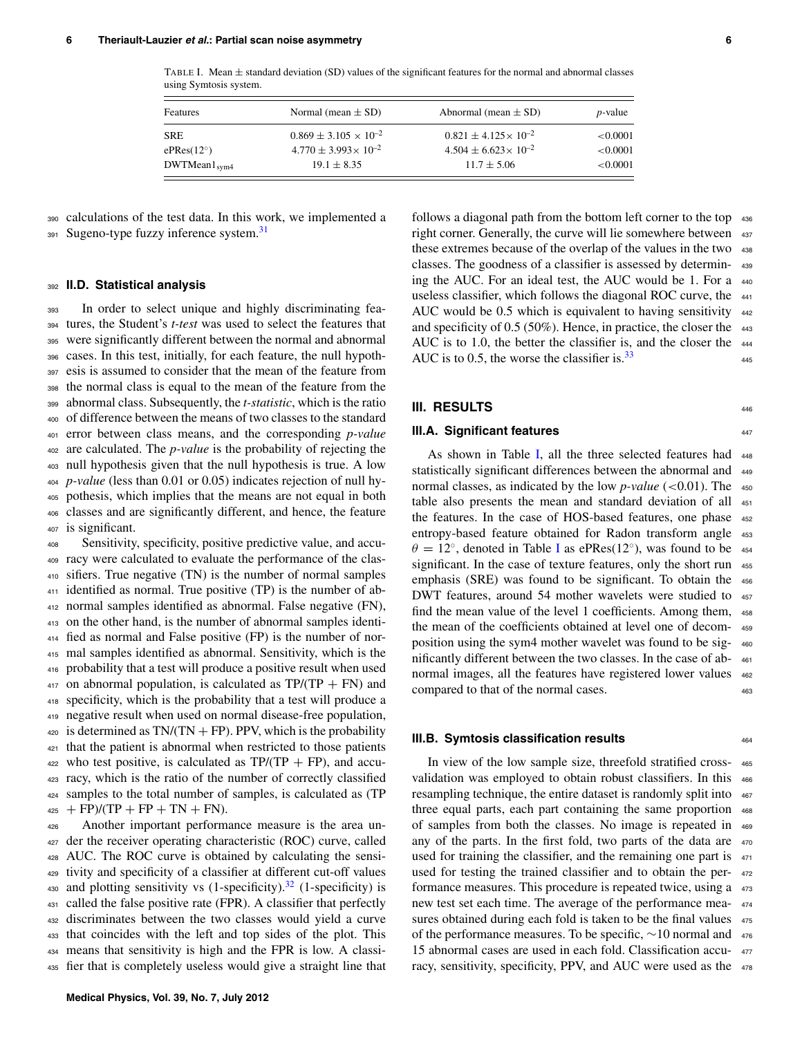TABLE I. Mean ± standard deviation (SD) values of the significant features for the normal and abnormal classes using Symtosis system.

| Features | Normal (mean ± SD) | Abnormal (mean ± SD) | *p*-value |
|---|---|---|---|
| SRE | $0.869 \pm 3.105 \times 10^{-2}$ | $0.821 \pm 4.125 \times 10^{-2}$ | <0.0001 |
| ePRes(12°) | $4.770 \pm 3.993 \times 10^{-2}$ | $4.504 \pm 6.623 \times 10^{-2}$ | <0.0001 |
| $\text{DWTMean1}_{\text{sym4}}$ | 19.1 ± 8.35 | 11.7 ± 5.06 | <0.0001 |

calculations of the test data. In this work, we implemented a Sugeno-type fuzzy inference system.[31]

### II.D. Statistical analysis

In order to select unique and highly discriminating features, the Student's *t-test* was used to select the features that were significantly different between the normal and abnormal cases. In this test, initially, for each feature, the null hypothesis is assumed to consider that the mean of the feature from the normal class is equal to the mean of the feature from the abnormal class. Subsequently, the *t-statistic*, which is the ratio of difference between the means of two classes to the standard error between class means, and the corresponding *p-value* are calculated. The *p-value* is the probability of rejecting the null hypothesis given that the null hypothesis is true. A low *p-value* (less than 0.01 or 0.05) indicates rejection of null hypothesis, which implies that the means are not equal in both classes and are significantly different, and hence, the feature is significant.

Sensitivity, specificity, positive predictive value, and accuracy were calculated to evaluate the performance of the classifiers. True negative (TN) is the number of normal samples identified as normal. True positive (TP) is the number of abnormal samples identified as abnormal. False negative (FN), on the other hand, is the number of abnormal samples identified as normal and False positive (FP) is the number of normal samples identified as abnormal. Sensitivity, which is the probability that a test will produce a positive result when used on abnormal population, is calculated as TP/(TP + FN) and specificity, which is the probability that a test will produce a negative result when used on normal disease-free population, is determined as TN/(TN + FP). PPV, which is the probability that the patient is abnormal when restricted to those patients who test positive, is calculated as TP/(TP + FP), and accuracy, which is the ratio of the number of correctly classified samples to the total number of samples, is calculated as (TP + FP)/(TP + FP + TN + FN).

Another important performance measure is the area under the receiver operating characteristic (ROC) curve, called AUC. The ROC curve is obtained by calculating the sensitivity and specificity of a classifier at different cut-off values and plotting sensitivity vs (1-specificity).[32] (1-specificity) is called the false positive rate (FPR). A classifier that perfectly discriminates between the two classes would yield a curve that coincides with the left and top sides of the plot. This means that sensitivity is high and the FPR is low. A classifier that is completely useless would give a straight line that follows a diagonal path from the bottom left corner to the top right corner. Generally, the curve will lie somewhere between these extremes because of the overlap of the values in the two classes. The goodness of a classifier is assessed by determining the AUC. For an ideal test, the AUC would be 1. For a useless classifier, which follows the diagonal ROC curve, the AUC would be 0.5 which is equivalent to having sensitivity and specificity of 0.5 (50%). Hence, in practice, the closer the AUC is to 1.0, the better the classifier is, and the closer the AUC is to 0.5, the worse the classifier is.[33]

## III. RESULTS

### III.A. Significant features

As shown in Table I, all the three selected features had statistically significant differences between the abnormal and normal classes, as indicated by the low *p-value* (<0.01). The table also presents the mean and standard deviation of all the features. In the case of HOS-based features, one phase entropy-based feature obtained for Radon transform angle $\theta = 12^\circ$, denoted in Table I as ePRes(12°), was found to be significant. In the case of texture features, only the short run emphasis (SRE) was found to be significant. To obtain the DWT features, around 54 mother wavelets were studied to find the mean value of the level 1 coefficients. Among them, the mean of the coefficients obtained at level one of decomposition using the sym4 mother wavelet was found to be significantly different between the two classes. In the case of abnormal images, all the features have registered lower values compared to that of the normal cases.

### III.B. Symtosis classification results

In view of the low sample size, threefold stratified cross-validation was employed to obtain robust classifiers. In this resampling technique, the entire dataset is randomly split into three equal parts, each part containing the same proportion of samples from both the classes. No image is repeated in any of the parts. In the first fold, two parts of the data are used for training the classifier, and the remaining one part is used for testing the trained classifier and to obtain the performance measures. This procedure is repeated twice, using a new test set each time. The average of the performance measures obtained during each fold is taken to be the final values of the performance measures. To be specific, ~10 normal and 15 abnormal cases are used in each fold. Classification accuracy, sensitivity, specificity, PPV, and AUC were used as the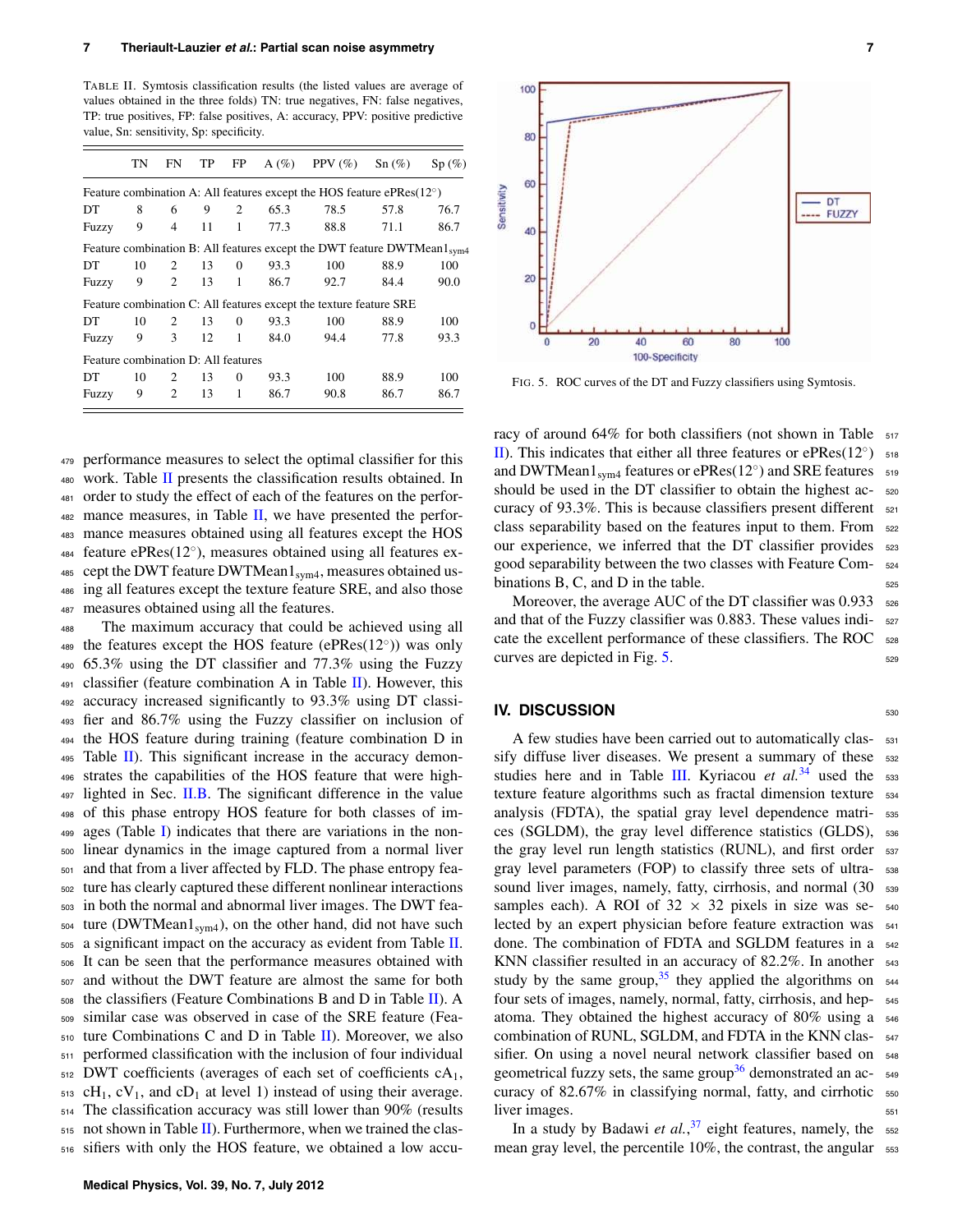TABLE II. Symtosis classification results (the listed values are average of values obtained in the three folds) TN: true negatives, FN: false negatives, TP: true positives, FP: false positives, A: accuracy, PPV: positive predictive value, Sn: sensitivity, Sp: specificity.

| | TN | FN | TP | FP | A (%) | PPV (%) | Sn (%) | Sp (%) |
|---|---|---|---|---|---|---|---|---|
| Feature combination A: All features except the HOS feature ePRes(12°) | | | | | | | | |
| DT | 8 | 6 | 9 | 2 | 65.3 | 78.5 | 57.8 | 76.7 |
| Fuzzy | 9 | 4 | 11 | 1 | 77.3 | 88.8 | 71.1 | 86.7 |
| Feature combination B: All features except the DWT feature DWTMean$1_{sym4}$ | | | | | | | | |
| DT | 10 | 2 | 13 | 0 | 93.3 | 100 | 88.9 | 100 |
| Fuzzy | 9 | 2 | 13 | 1 | 86.7 | 92.7 | 84.4 | 90.0 |
| Feature combination C: All features except the texture feature SRE | | | | | | | | |
| DT | 10 | 2 | 13 | 0 | 93.3 | 100 | 88.9 | 100 |
| Fuzzy | 9 | 3 | 12 | 1 | 84.0 | 94.4 | 77.8 | 93.3 |
| Feature combination D: All features | | | | | | | | |
| DT | 10 | 2 | 13 | 0 | 93.3 | 100 | 88.9 | 100 |
| Fuzzy | 9 | 2 | 13 | 1 | 86.7 | 90.8 | 86.7 | 86.7 |

performance measures to select the optimal classifier for this work. Table II presents the classification results obtained. In order to study the effect of each of the features on the performance measures, in Table II, we have presented the performance measures obtained using all features except the HOS feature ePRes(12°), measures obtained using all features except the DWT feature DWTMean$1_{sym4}$, measures obtained using all features except the texture feature SRE, and also those measures obtained using all the features.

The maximum accuracy that could be achieved using all the features except the HOS feature (ePRes(12°)) was only 65.3% using the DT classifier and 77.3% using the Fuzzy classifier (feature combination A in Table II). However, this accuracy increased significantly to 93.3% using DT classifier and 86.7% using the Fuzzy classifier on inclusion of the HOS feature during training (feature combination D in Table II). This significant increase in the accuracy demonstrates the capabilities of the HOS feature that were highlighted in Sec. II.B. The significant difference in the value of this phase entropy HOS feature for both classes of images (Table I) indicates that there are variations in the nonlinear dynamics in the image captured from a normal liver and that from a liver affected by FLD. The phase entropy feature has clearly captured these different nonlinear interactions in both the normal and abnormal liver images. The DWT feature (DWTMean$1_{sym4}$), on the other hand, did not have such a significant impact on the accuracy as evident from Table II. It can be seen that the performance measures obtained with and without the DWT feature are almost the same for both the classifiers (Feature Combinations B and D in Table II). A similar case was observed in case of the SRE feature (Feature Combinations C and D in Table II). Moreover, we also performed classification with the inclusion of four individual DWT coefficients (averages of each set of coefficients $cA_1$, $cH_1$, $cV_1$, and $cD_1$ at level 1) instead of using their average. The classification accuracy was still lower than 90% (results not shown in Table II). Furthermore, when we trained the classifiers with only the HOS feature, we obtained a low accuracy of around 64% for both classifiers (not shown in Table II). This indicates that either all three features or ePRes(12°) and DWTMean$1_{sym4}$ features or ePRes(12°) and SRE features should be used in the DT classifier to obtain the highest accuracy of 93.3%. This is because classifiers present different class separability based on the features input to them. From our experience, we inferred that the DT classifier provides good separability between the two classes with Feature Combinations B, C, and D in the table.

Moreover, the average AUC of the DT classifier was 0.933 and that of the Fuzzy classifier was 0.883. These values indicate the excellent performance of these classifiers. The ROC curves are depicted in Fig. 5.

FIG. 5. ROC curves of the DT and Fuzzy classifiers using Symtosis.

## IV. DISCUSSION

A few studies have been carried out to automatically classify diffuse liver diseases. We present a summary of these studies here and in Table III. Kyriacou *et al.*[34] used the texture feature algorithms such as fractal dimension texture analysis (FDTA), the spatial gray level dependence matrices (SGLDM), the gray level difference statistics (GLDS), the gray level run length statistics (RUNL), and first order gray level parameters (FOP) to classify three sets of ultrasound liver images, namely, fatty, cirrhosis, and normal (30 samples each). A ROI of 32 × 32 pixels in size was selected by an expert physician before feature extraction was done. The combination of FDTA and SGLDM features in a KNN classifier resulted in an accuracy of 82.2%. In another study by the same group,[35] they applied the algorithms on four sets of images, namely, normal, fatty, cirrhosis, and hepatoma. They obtained the highest accuracy of 80% using a combination of RUNL, SGLDM, and FDTA in the KNN classifier. On using a novel neural network classifier based on geometrical fuzzy sets, the same group[36] demonstrated an accuracy of 82.67% in classifying normal, fatty, and cirrhotic liver images.

In a study by Badawi *et al.*,[37] eight features, namely, the mean gray level, the percentile 10%, the contrast, the angular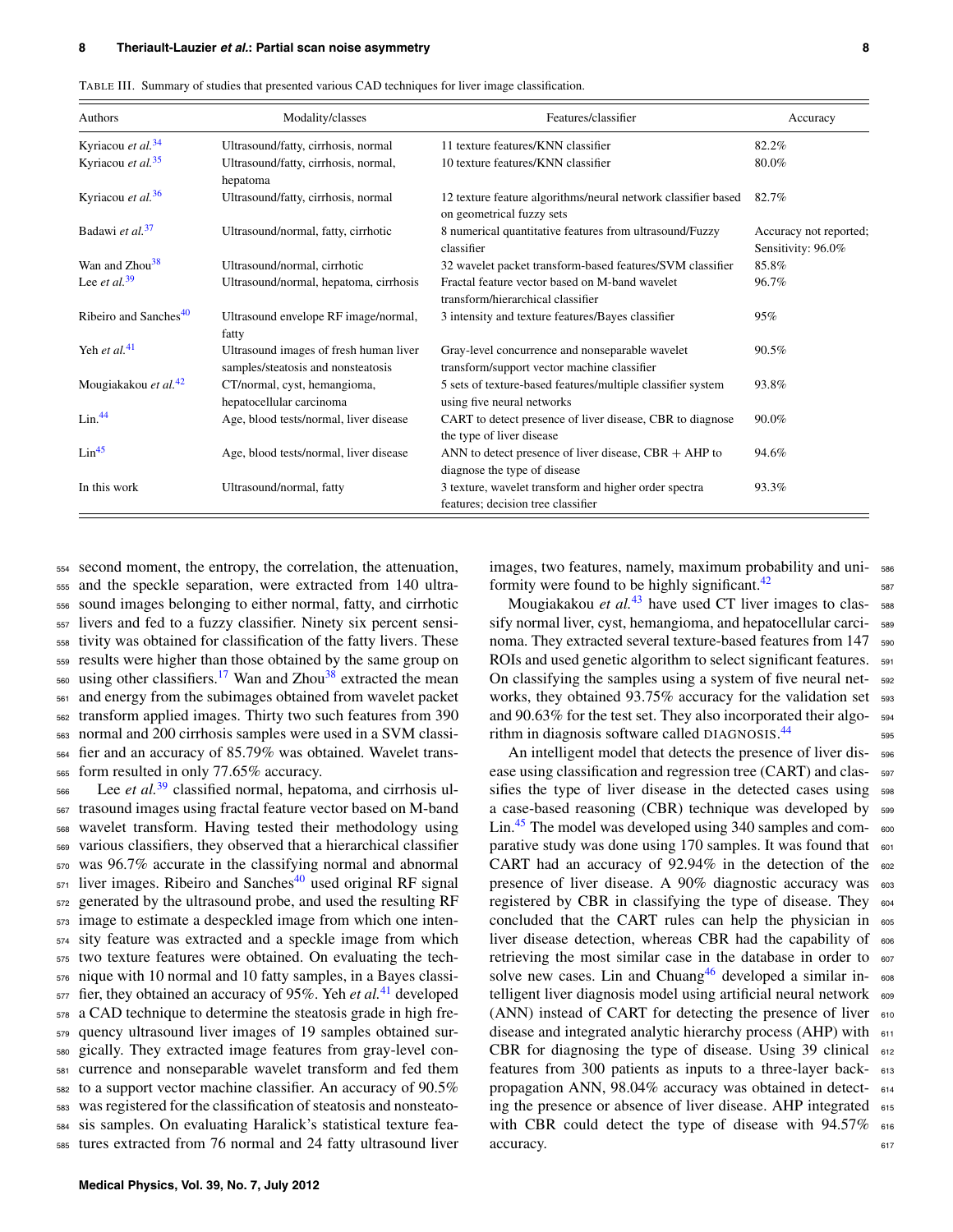TABLE III. Summary of studies that presented various CAD techniques for liver image classification.

| Authors | Modality/classes | Features/classifier | Accuracy |
|---|---|---|---|
| Kyriacou *et al.*[34] | Ultrasound/fatty, cirrhosis, normal | 11 texture features/KNN classifier | 82.2% |
| Kyriacou *et al.*[35] | Ultrasound/fatty, cirrhosis, normal, hepatoma | 10 texture features/KNN classifier | 80.0% |
| Kyriacou *et al.*[36] | Ultrasound/fatty, cirrhosis, normal | 12 texture feature algorithms/neural network classifier based on geometrical fuzzy sets | 82.7% |
| Badawi *et al.*[37] | Ultrasound/normal, fatty, cirrhotic | 8 numerical quantitative features from ultrasound/Fuzzy classifier | Accuracy not reported; Sensitivity: 96.0% |
| Wan and Zhou[38] | Ultrasound/normal, cirrhotic | 32 wavelet packet transform-based features/SVM classifier | 85.8% |
| Lee *et al.*[39] | Ultrasound/normal, hepatoma, cirrhosis | Fractal feature vector based on M-band wavelet transform/hierarchical classifier | 96.7% |
| Ribeiro and Sanches[40] | Ultrasound envelope RF image/normal, fatty | 3 intensity and texture features/Bayes classifier | 95% |
| Yeh *et al.*[41] | Ultrasound images of fresh human liver samples/steatosis and nonsteatosis | Gray-level concurrence and nonseparable wavelet transform/support vector machine classifier | 90.5% |
| Mougiakakou *et al.*[42] | CT/normal, cyst, hemangioma, hepatocellular carcinoma | 5 sets of texture-based features/multiple classifier system using five neural networks | 93.8% |
| Lin.[44] | Age, blood tests/normal, liver disease | CART to detect presence of liver disease, CBR to diagnose the type of liver disease | 90.0% |
| Lin[45] | Age, blood tests/normal, liver disease | ANN to detect presence of liver disease, CBR + AHP to diagnose the type of disease | 94.6% |
| In this work | Ultrasound/normal, fatty | 3 texture, wavelet transform and higher order spectra features; decision tree classifier | 93.3% |

second moment, the entropy, the correlation, the attenuation, and the speckle separation, were extracted from 140 ultrasound images belonging to either normal, fatty, and cirrhotic livers and fed to a fuzzy classifier. Ninety six percent sensitivity was obtained for classification of the fatty livers. These results were higher than those obtained by the same group on using other classifiers.[17] Wan and Zhou[38] extracted the mean and energy from the subimages obtained from wavelet packet transform applied images. Thirty two such features from 390 normal and 200 cirrhosis samples were used in a SVM classifier and an accuracy of 85.79% was obtained. Wavelet transform resulted in only 77.65% accuracy.

Lee *et al.*[39] classified normal, hepatoma, and cirrhosis ultrasound images using fractal feature vector based on M-band wavelet transform. Having tested their methodology using various classifiers, they observed that a hierarchical classifier was 96.7% accurate in the classifying normal and abnormal liver images. Ribeiro and Sanches[40] used original RF signal generated by the ultrasound probe, and used the resulting RF image to estimate a despeckled image from which one intensity feature was extracted and a speckle image from which two texture features were obtained. On evaluating the technique with 10 normal and 10 fatty samples, in a Bayes classifier, they obtained an accuracy of 95%. Yeh *et al.*[41] developed a CAD technique to determine the steatosis grade in high frequency ultrasound liver images of 19 samples obtained surgically. They extracted image features from gray-level concurrence and nonseparable wavelet transform and fed them to a support vector machine classifier. An accuracy of 90.5% was registered for the classification of steatosis and nonsteatosis samples. On evaluating Haralick's statistical texture features extracted from 76 normal and 24 fatty ultrasound liver images, two features, namely, maximum probability and uniformity were found to be highly significant.[42]

Mougiakakou *et al.*[43] have used CT liver images to classify normal liver, cyst, hemangioma, and hepatocellular carcinoma. They extracted several texture-based features from 147 ROIs and used genetic algorithm to select significant features. On classifying the samples using a system of five neural networks, they obtained 93.75% accuracy for the validation set and 90.63% for the test set. They also incorporated their algorithm in diagnosis software called DIAGNOSIS.[44]

An intelligent model that detects the presence of liver disease using classification and regression tree (CART) and classifies the type of liver disease in the detected cases using a case-based reasoning (CBR) technique was developed by Lin.[45] The model was developed using 340 samples and comparative study was done using 170 samples. It was found that CART had an accuracy of 92.94% in the detection of the presence of liver disease. A 90% diagnostic accuracy was registered by CBR in classifying the type of disease. They concluded that the CART rules can help the physician in liver disease detection, whereas CBR had the capability of retrieving the most similar case in the database in order to solve new cases. Lin and Chuang[46] developed a similar intelligent liver diagnosis model using artificial neural network (ANN) instead of CART for detecting the presence of liver disease and integrated analytic hierarchy process (AHP) with CBR for diagnosing the type of disease. Using 39 clinical features from 300 patients as inputs to a three-layer back-propagation ANN, 98.04% accuracy was obtained in detecting the presence or absence of liver disease. AHP integrated with CBR could detect the type of disease with 94.57% accuracy.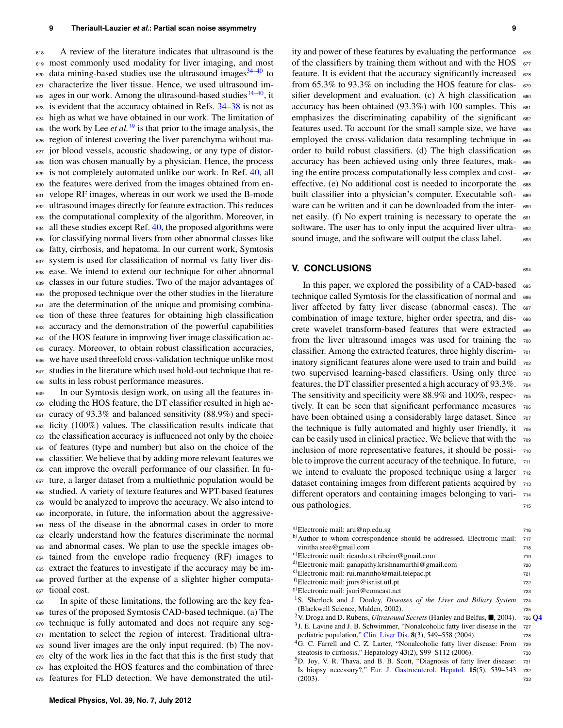A review of the literature indicates that ultrasound is the most commonly used modality for liver imaging, and most data mining-based studies use the ultrasound images[34–40] to characterize the liver tissue. Hence, we used ultrasound images in our work. Among the ultrasound-based studies[34–40], it is evident that the accuracy obtained in Refs. 34–38 is not as high as what we have obtained in our work. The limitation of the work by Lee *et al.*[39] is that prior to the image analysis, the region of interest covering the liver parenchyma without major blood vessels, acoustic shadowing, or any type of distortion was chosen manually by a physician. Hence, the process is not completely automated unlike our work. In Ref. 40, all the features were derived from the images obtained from envelope RF images, whereas in our work we used the B-mode ultrasound images directly for feature extraction. This reduces the computational complexity of the algorithm. Moreover, in all these studies except Ref. 40, the proposed algorithms were for classifying normal livers from other abnormal classes like fatty, cirrhosis, and hepatoma. In our current work, Symtosis system is used for classification of normal vs fatty liver disease. We intend to extend our technique for other abnormal classes in our future studies. Two of the major advantages of the proposed technique over the other studies in the literature are the determination of the unique and promising combination of these three features for obtaining high classification accuracy and the demonstration of the powerful capabilities of the HOS feature in improving liver image classification accuracy. Moreover, to obtain robust classification accuracies, we have used threefold cross-validation technique unlike most studies in the literature which used hold-out technique that results in less robust performance measures.

In our Symtosis design work, on using all the features including the HOS feature, the DT classifier resulted in high accuracy of 93.3% and balanced sensitivity (88.9%) and specificity (100%) values. The classification results indicate that the classification accuracy is influenced not only by the choice of features (type and number) but also on the choice of the classifier. We believe that by adding more relevant features we can improve the overall performance of our classifier. In future, a larger dataset from a multiethnic population would be studied. A variety of texture features and WPT-based features would be analyzed to improve the accuracy. We also intend to incorporate, in future, the information about the aggressiveness of the disease in the abnormal cases in order to more clearly understand how the features discriminate the normal and abnormal cases. We plan to use the speckle images obtained from the envelope radio frequency (RF) images to extract the features to investigate if the accuracy may be improved further at the expense of a slighter higher computational cost.

In spite of these limitations, the following are the key features of the proposed Symtosis CAD-based technique. (a) The technique is fully automated and does not require any segmentation to select the region of interest. Traditional ultrasound liver images are the only input required. (b) The novelty of the work lies in the fact that this is the first study that has exploited the HOS features and the combination of three features for FLD detection. We have demonstrated the utility and power of these features by evaluating the performance of the classifiers by training them without and with the HOS feature. It is evident that the accuracy significantly increased from 65.3% to 93.3% on including the HOS feature for classifier development and evaluation. (c) A high classification accuracy has been obtained (93.3%) with 100 samples. This emphasizes the discriminating capability of the significant features used. To account for the small sample size, we have employed the cross-validation data resampling technique in order to build robust classifiers. (d) The high classification accuracy has been achieved using only three features, making the entire process computationally less complex and cost-effective. (e) No additional cost is needed to incorporate the built classifier into a physician's computer. Executable software can be written and it can be downloaded from the internet easily. (f) No expert training is necessary to operate the software. The user has to only input the acquired liver ultrasound image, and the software will output the class label.

## V. CONCLUSIONS

In this paper, we explored the possibility of a CAD-based technique called Symtosis for the classification of normal and liver affected by fatty liver disease (abnormal cases). The combination of image texture, higher order spectra, and discrete wavelet transform-based features that were extracted from the liver ultrasound images was used for training the classifier. Among the extracted features, three highly discriminatory significant features alone were used to train and build two supervised learning-based classifiers. Using only three features, the DT classifier presented a high accuracy of 93.3%. The sensitivity and specificity were 88.9% and 100%, respectively. It can be seen that significant performance measures have been obtained using a considerably large dataset. Since the technique is fully automated and highly user friendly, it can be easily used in clinical practice. We believe that with the inclusion of more representative features, it should be possible to improve the current accuracy of the technique. In future, we intend to evaluate the proposed technique using a larger dataset containing images from different patients acquired by different operators and containing images belonging to various pathologies.

[a]Electronic mail: aru@np.edu.sg

[b]Author to whom correspondence should be addressed. Electronic mail: vinitha.sree@gmail.com

[c]Electronic mail: ricardo.s.t.ribeiro@gmail.com

[d]Electronic mail: ganapathy.krishnamurthi@gmail.com

[e]Electronic mail: rui.marinho@mail.telepac.pt

[f]Electronic mail: jmrs@isr.ist.utl.pt

[g]Electronic mail: jsuri@comcast.net

1. S. Sherlock and J. Dooley, *Diseases of the Liver and Biliary System* (Blackwell Science, Malden, 2002).
2. V. Droga and D. Rubens, *Ultrasound Secrets* (Hanley and Belfus, ■, 2004). Q4
3. J. E. Lavine and J. B. Schwimmer, "Nonalcoholic fatty liver disease in the pediatric population," Clin. Liver Dis. **8**(3), 549–558 (2004).
4. G. C. Farrell and C. Z. Larter, "Nonalcoholic fatty liver disease: From steatosis to cirrhosis," Hepatology **43**(2), S99–S112 (2006).
5. D. Joy, V. R. Thava, and B. B. Scott, "Diagnosis of fatty liver disease: Is biopsy necessary?," Eur. J. Gastroenterol. Hepatol. **15**(5), 539–543 (2003).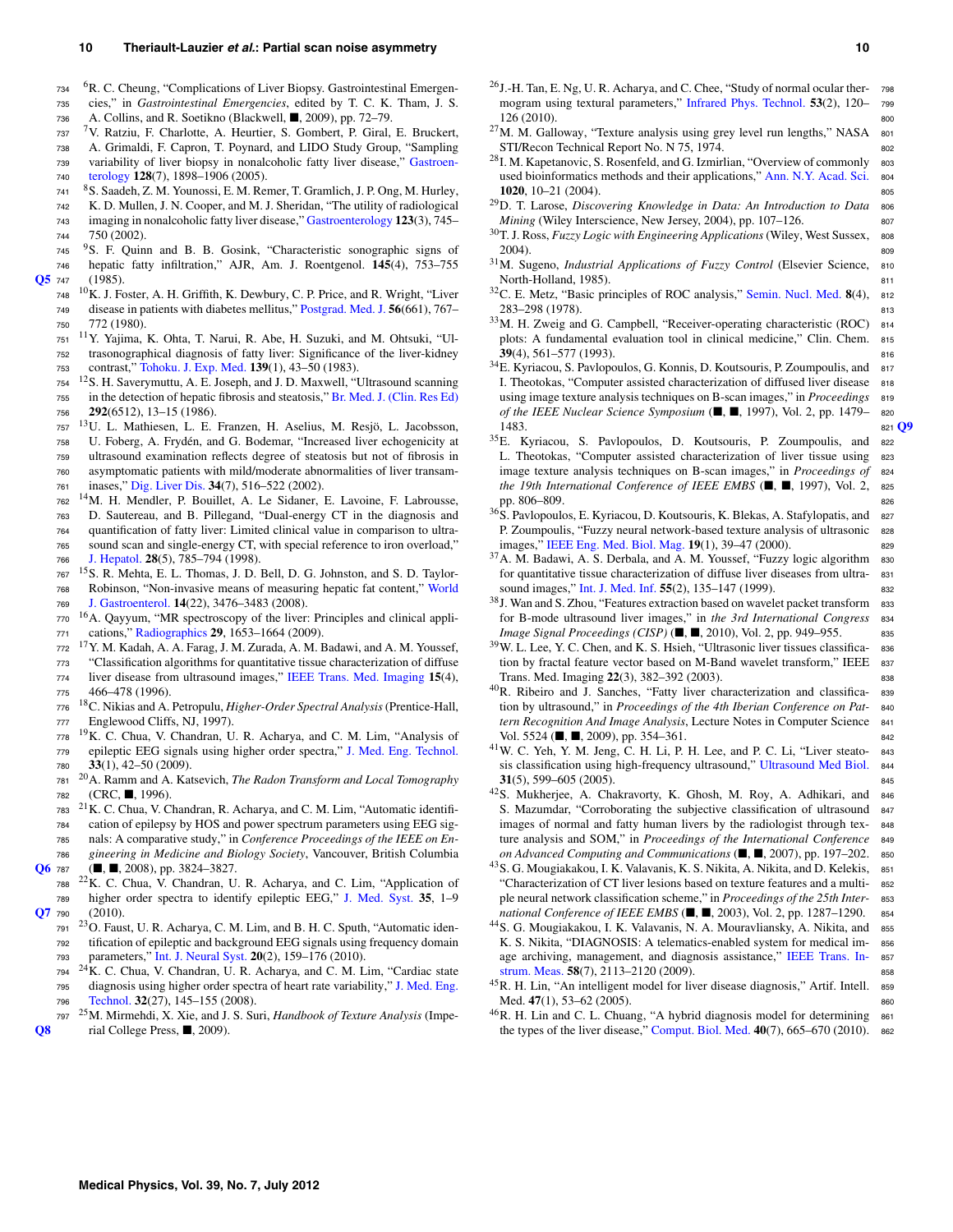[6] R. C. Cheung, "Complications of Liver Biopsy. Gastrointestinal Emergencies," in *Gastrointestinal Emergencies*, edited by T. C. K. Tham, J. S. A. Collins, and R. Soetikno (Blackwell, ■, 2009), pp. 72–79.

[7] V. Ratziu, F. Charlotte, A. Heurtier, S. Gombert, P. Giral, E. Bruckert, A. Grimaldi, F. Capron, T. Poynard, and LIDO Study Group, "Sampling variability of liver biopsy in nonalcoholic fatty liver disease," Gastroenterology **128**(7), 1898–1906 (2005).

[8] S. Saadeh, Z. M. Younossi, E. M. Remer, T. Gramlich, J. P. Ong, M. Hurley, K. D. Mullen, J. N. Cooper, and M. J. Sheridan, "The utility of radiological imaging in nonalcoholic fatty liver disease," Gastroenterology **123**(3), 745–750 (2002).

[9] S. F. Quinn and B. B. Gosink, "Characteristic sonographic signs of hepatic fatty infiltration," AJR, Am. J. Roentgenol. **145**(4), 753–755 (1985).

[10] K. J. Foster, A. H. Griffith, K. Dewbury, C. P. Price, and R. Wright, "Liver disease in patients with diabetes mellitus," Postgrad. Med. J. **56**(661), 767–772 (1980).

[11] Y. Yajima, K. Ohta, T. Narui, R. Abe, H. Suzuki, and M. Ohtsuki, "Ultrasonographical diagnosis of fatty liver: Significance of the liver-kidney contrast," Tohoku. J. Exp. Med. **139**(1), 43–50 (1983).

[12] S. H. Saverymuttu, A. E. Joseph, and J. D. Maxwell, "Ultrasound scanning in the detection of hepatic fibrosis and steatosis," Br. Med. J. (Clin. Res Ed) **292**(6512), 13–15 (1986).

[13] U. L. Mathiesen, L. E. Franzen, H. Aselius, M. Resjö, L. Jacobsson, U. Foberg, A. Frydén, and G. Bodemar, "Increased liver echogenicity at ultrasound examination reflects degree of steatosis but not of fibrosis in asymptomatic patients with mild/moderate abnormalities of liver transaminases," Dig. Liver Dis. **34**(7), 516–522 (2002).

[14] M. H. Mendler, P. Bouillet, A. Le Sidaner, E. Lavoine, F. Labrousse, D. Sautereau, and B. Pillegand, "Dual-energy CT in the diagnosis and quantification of fatty liver: Limited clinical value in comparison to ultrasound scan and single-energy CT, with special reference to iron overload," J. Hepatol. **28**(5), 785–794 (1998).

[15] S. R. Mehta, E. L. Thomas, J. D. Bell, D. G. Johnston, and S. D. Taylor-Robinson, "Non-invasive means of measuring hepatic fat content," World J. Gastroenterol. **14**(22), 3476–3483 (2008).

[16] A. Qayyum, "MR spectroscopy of the liver: Principles and clinical applications," Radiographics **29**, 1653–1664 (2009).

[17] Y. M. Kadah, A. A. Farag, J. M. Zurada, A. M. Badawi, and A. M. Youssef, "Classification algorithms for quantitative tissue characterization of diffuse liver disease from ultrasound images," IEEE Trans. Med. Imaging **15**(4), 466–478 (1996).

[18] C. Nikias and A. Petropulu, *Higher-Order Spectral Analysis* (Prentice-Hall, Englewood Cliffs, NJ, 1997).

[19] K. C. Chua, V. Chandran, U. R. Acharya, and C. M. Lim, "Analysis of epileptic EEG signals using higher order spectra," J. Med. Eng. Technol. **33**(1), 42–50 (2009).

[20] A. Ramm and A. Katsevich, *The Radon Transform and Local Tomography* (CRC, ■, 1996).

[21] K. C. Chua, V. Chandran, R. Acharya, and C. M. Lim, "Automatic identification of epilepsy by HOS and power spectrum parameters using EEG signals: A comparative study," in *Conference Proceedings of the IEEE on Engineering in Medicine and Biology Society*, Vancouver, British Columbia (■, ■, 2008), pp. 3824–3827.

[22] K. C. Chua, V. Chandran, U. R. Acharya, and C. Lim, "Application of higher order spectra to identify epileptic EEG," J. Med. Syst. **35**, 1–9 (2010).

[23] O. Faust, U. R. Acharya, C. M. Lim, and B. H. C. Sputh, "Automatic identification of epileptic and background EEG signals using frequency domain parameters," Int. J. Neural Syst. **20**(2), 159–176 (2010).

[24] K. C. Chua, V. Chandran, U. R. Acharya, and C. M. Lim, "Cardiac state diagnosis using higher order spectra of heart rate variability," J. Med. Eng. Technol. **32**(27), 145–155 (2008).

[25] M. Mirmehdi, X. Xie, and J. S. Suri, *Handbook of Texture Analysis* (Imperial College Press, ■, 2009).

[26] J.-H. Tan, E. Ng, U. R. Acharya, and C. Chee, "Study of normal ocular thermogram using textural parameters," Infrared Phys. Technol. **53**(2), 120–126 (2010).

[27] M. M. Galloway, "Texture analysis using grey level run lengths," NASA STI/Recon Technical Report No. N 75, 1974.

[28] I. M. Kapetanovic, S. Rosenfeld, and G. Izmirlian, "Overview of commonly used bioinformatics methods and their applications," Ann. N.Y. Acad. Sci. **1020**, 10–21 (2004).

[29] D. T. Larose, *Discovering Knowledge in Data: An Introduction to Data Mining* (Wiley Interscience, New Jersey, 2004), pp. 107–126.

[30] T. J. Ross, *Fuzzy Logic with Engineering Applications* (Wiley, West Sussex, 2004).

[31] M. Sugeno, *Industrial Applications of Fuzzy Control* (Elsevier Science, North-Holland, 1985).

[32] C. E. Metz, "Basic principles of ROC analysis," Semin. Nucl. Med. **8**(4), 283–298 (1978).

[33] M. H. Zweig and G. Campbell, "Receiver-operating characteristic (ROC) plots: A fundamental evaluation tool in clinical medicine," Clin. Chem. **39**(4), 561–577 (1993).

[34] E. Kyriacou, S. Pavlopoulos, G. Konnis, D. Koutsouris, P. Zoumpoulis, and I. Theotokas, "Computer assisted characterization of diffused liver disease using image texture analysis techniques on B-scan images," in *Proceedings of the IEEE Nuclear Science Symposium* (■, ■, 1997), Vol. 2, pp. 1479–1483.

[35] E. Kyriacou, S. Pavlopoulos, D. Koutsouris, P. Zoumpoulis, and L. Theotokas, "Computer assisted characterization of liver tissue using image texture analysis techniques on B-scan images," in *Proceedings of the 19th International Conference of IEEE EMBS* (■, ■, 1997), Vol. 2, pp. 806–809.

[36] S. Pavlopoulos, E. Kyriacou, D. Koutsouris, K. Blekas, A. Stafylopatis, and P. Zoumpoulis, "Fuzzy neural network-based texture analysis of ultrasonic images," IEEE Eng. Med. Biol. Mag. **19**(1), 39–47 (2000).

[37] A. M. Badawi, A. S. Derbala, and A. M. Youssef, "Fuzzy logic algorithm for quantitative tissue characterization of diffuse liver diseases from ultrasound images," Int. J. Med. Inf. **55**(2), 135–147 (1999).

[38] J. Wan and S. Zhou, "Features extraction based on wavelet packet transform for B-mode ultrasound liver images," in *the 3rd International Congress Image Signal Proceedings (CISP)* (■, ■, 2010), Vol. 2, pp. 949–955.

[39] W. L. Lee, Y. C. Chen, and K. S. Hsieh, "Ultrasonic liver tissues classification by fractal feature vector based on M-Band wavelet transform," IEEE Trans. Med. Imaging **22**(3), 382–392 (2003).

[40] R. Ribeiro and J. Sanches, "Fatty liver characterization and classification by ultrasound," in *Proceedings of the 4th Iberian Conference on Pattern Recognition And Image Analysis*, Lecture Notes in Computer Science Vol. 5524 (■, ■, 2009), pp. 354–361.

[41] W. C. Yeh, Y. M. Jeng, C. H. Li, P. H. Lee, and P. C. Li, "Liver steatosis classification using high-frequency ultrasound," Ultrasound Med Biol. **31**(5), 599–605 (2005).

[42] S. Mukherjee, A. Chakravorty, K. Ghosh, M. Roy, A. Adhikari, and S. Mazumdar, "Corroborating the subjective classification of ultrasound images of normal and fatty human livers by the radiologist through texture analysis and SOM," in *Proceedings of the International Conference on Advanced Computing and Communications* (■, ■, 2007), pp. 197–202.

[43] S. G. Mougiakakou, I. K. Valavanis, K. S. Nikita, A. Nikita, and D. Kelekis, "Characterization of CT liver lesions based on texture features and a multiple neural network classification scheme," in *Proceedings of the 25th International Conference of IEEE EMBS* (■, ■, 2003), Vol. 2, pp. 1287–1290.

[44] S. G. Mougiakakou, I. K. Valavanis, N. A. Mouravliansky, A. Nikita, and K. S. Nikita, "DIAGNOSIS: A telematics-enabled system for medical image archiving, management, and diagnosis assistance," IEEE Trans. Instrum. Meas. **58**(7), 2113–2120 (2009).

[45] R. H. Lin, "An intelligent model for liver disease diagnosis," Artif. Intell. Med. **47**(1), 53–62 (2005).

[46] R. H. Lin and C. L. Chuang, "A hybrid diagnosis model for determining the types of the liver disease," Comput. Biol. Med. **40**(7), 665–670 (2010).